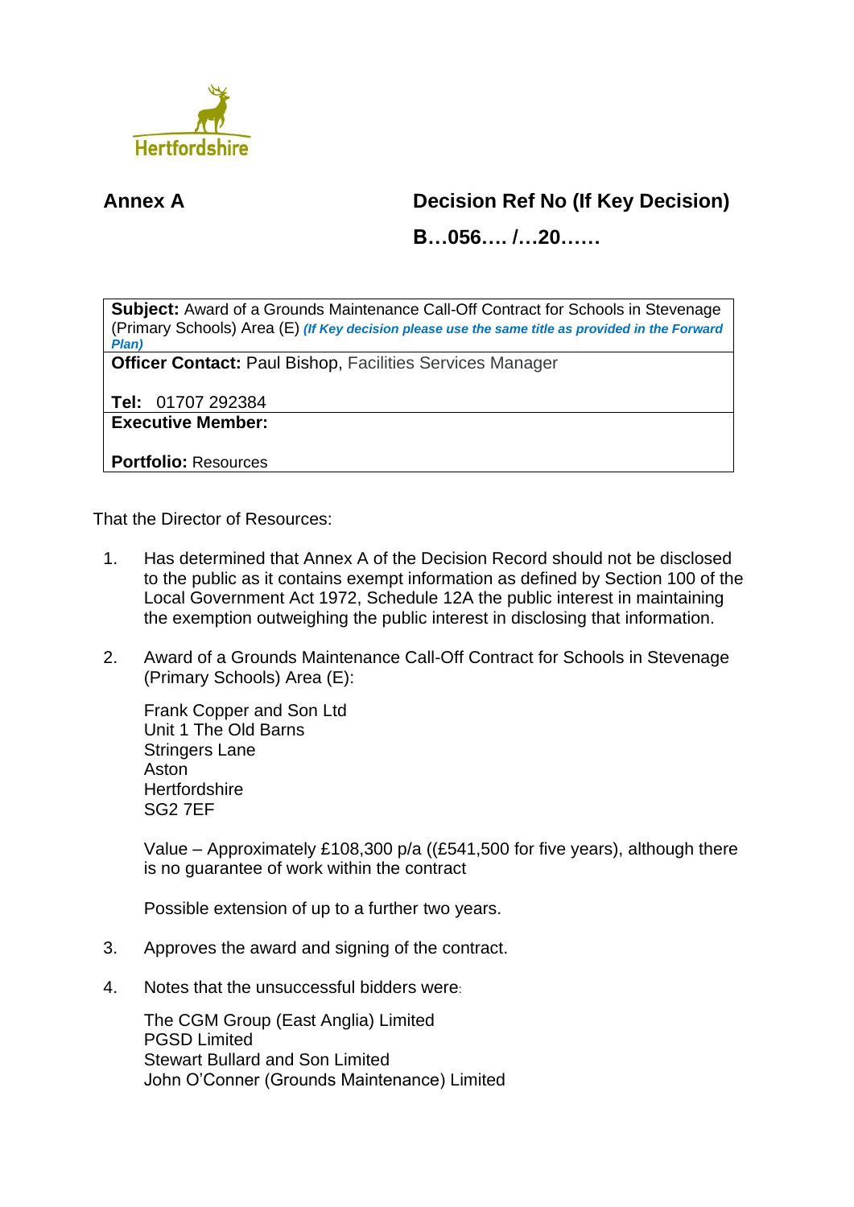Hertfordshire

**Annex A**

**Decision Ref No (If Key Decision)**

**B…056…. /…20……**

| **Subject:** Award of a Grounds Maintenance Call-Off Contract for Schools in Stevenage (Primary Schools) Area (E) ***(If Key decision please use the same title as provided in the Forward Plan)*** |
|---|
| **Officer Contact:** Paul Bishop, Facilities Services Manager<br><br>**Tel:** 01707 292384 |
| **Executive Member:**<br><br>**Portfolio:** Resources |

That the Director of Resources:

1. Has determined that Annex A of the Decision Record should not be disclosed to the public as it contains exempt information as defined by Section 100 of the Local Government Act 1972, Schedule 12A the public interest in maintaining the exemption outweighing the public interest in disclosing that information.

2. Award of a Grounds Maintenance Call-Off Contract for Schools in Stevenage (Primary Schools) Area (E):

   Frank Copper and Son Ltd
   Unit 1 The Old Barns
   Stringers Lane
   Aston
   Hertfordshire
   SG2 7EF

   Value – Approximately £108,300 p/a ((£541,500 for five years), although there is no guarantee of work within the contract

   Possible extension of up to a further two years.

3. Approves the award and signing of the contract.

4. Notes that the unsuccessful bidders were:

   The CGM Group (East Anglia) Limited
   PGSD Limited
   Stewart Bullard and Son Limited
   John O'Conner (Grounds Maintenance) Limited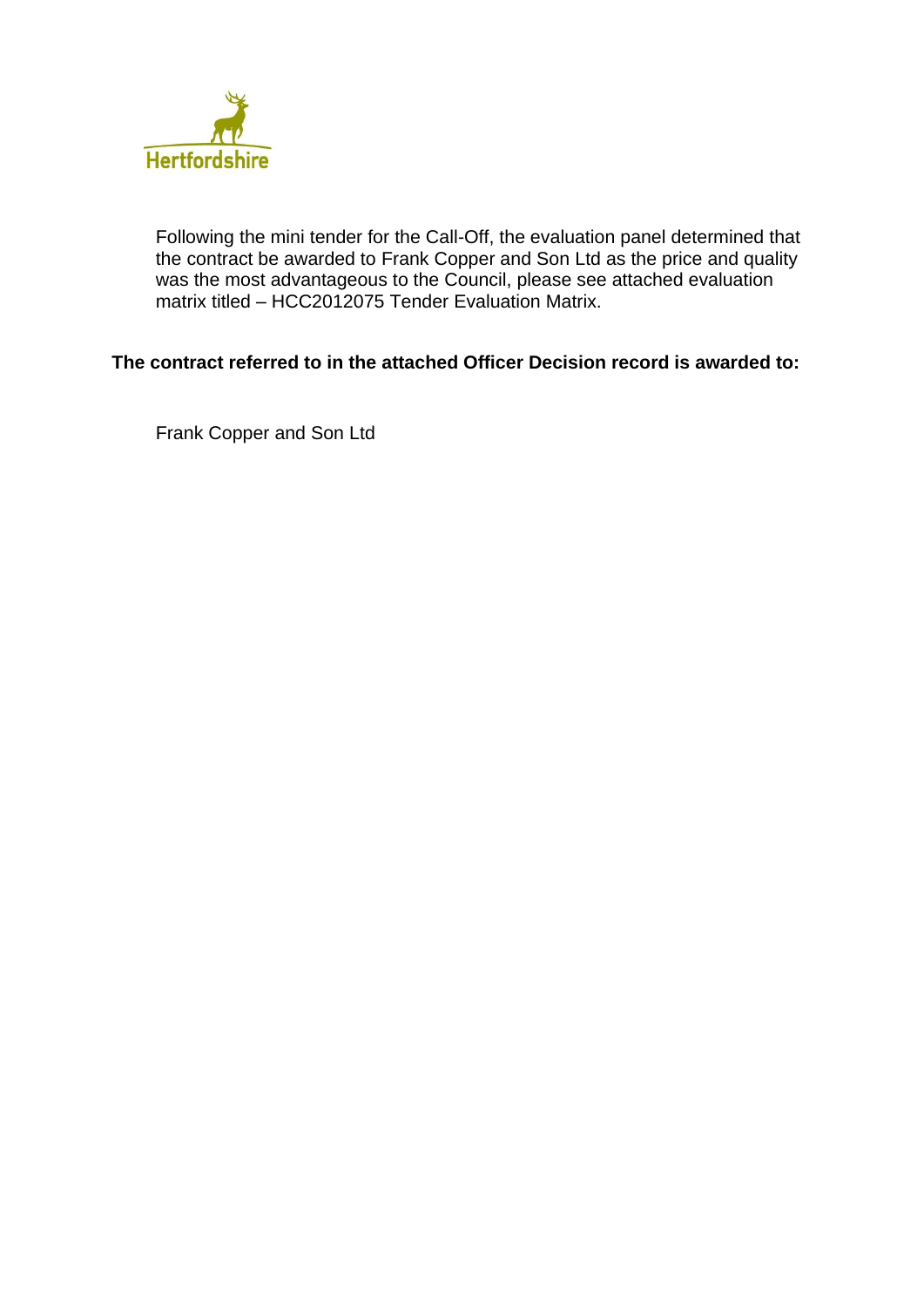Hertfordshire

Following the mini tender for the Call-Off, the evaluation panel determined that the contract be awarded to Frank Copper and Son Ltd as the price and quality was the most advantageous to the Council, please see attached evaluation matrix titled – HCC2012075 Tender Evaluation Matrix.

**The contract referred to in the attached Officer Decision record is awarded to:**

Frank Copper and Son Ltd